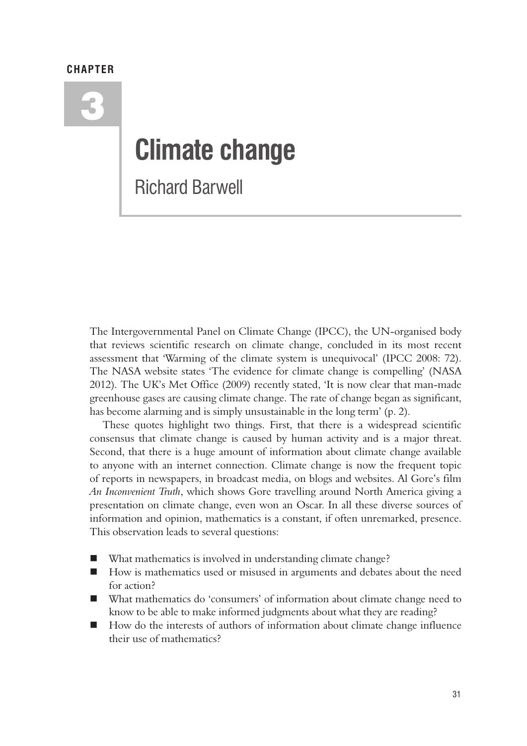CHAPTER

# 3

# Climate change

Richard Barwell

The Intergovernmental Panel on Climate Change (IPCC), the UN-organised body that reviews scientific research on climate change, concluded in its most recent assessment that 'Warming of the climate system is unequivocal' (IPCC 2008: 72). The NASA website states 'The evidence for climate change is compelling' (NASA 2012). The UK's Met Office (2009) recently stated, 'It is now clear that man-made greenhouse gases are causing climate change. The rate of change began as significant, has become alarming and is simply unsustainable in the long term' (p. 2).

These quotes highlight two things. First, that there is a widespread scientific consensus that climate change is caused by human activity and is a major threat. Second, that there is a huge amount of information about climate change available to anyone with an internet connection. Climate change is now the frequent topic of reports in newspapers, in broadcast media, on blogs and websites. Al Gore's film *An Inconvenient Truth*, which shows Gore travelling around North America giving a presentation on climate change, even won an Oscar. In all these diverse sources of information and opinion, mathematics is a constant, if often unremarked, presence. This observation leads to several questions:

- What mathematics is involved in understanding climate change?
- How is mathematics used or misused in arguments and debates about the need for action?
- What mathematics do 'consumers' of information about climate change need to know to be able to make informed judgments about what they are reading?
- How do the interests of authors of information about climate change influence their use of mathematics?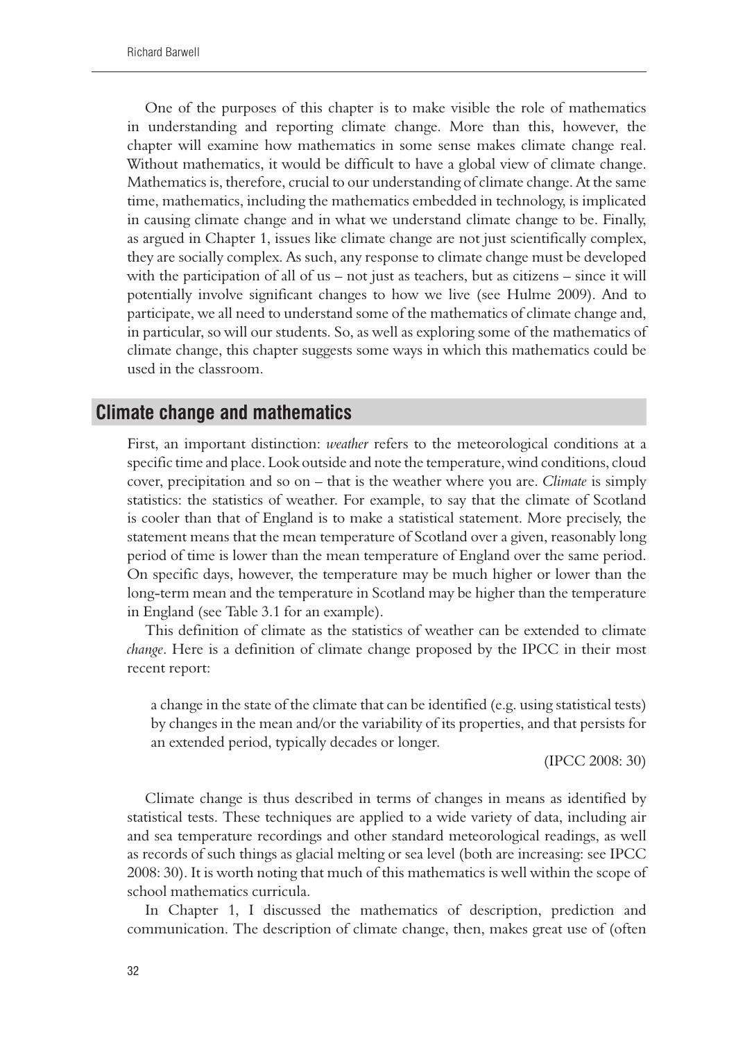One of the purposes of this chapter is to make visible the role of mathematics in understanding and reporting climate change. More than this, however, the chapter will examine how mathematics in some sense makes climate change real. Without mathematics, it would be difficult to have a global view of climate change. Mathematics is, therefore, crucial to our understanding of climate change. At the same time, mathematics, including the mathematics embedded in technology, is implicated in causing climate change and in what we understand climate change to be. Finally, as argued in Chapter 1, issues like climate change are not just scientifically complex, they are socially complex. As such, any response to climate change must be developed with the participation of all of us – not just as teachers, but as citizens – since it will potentially involve significant changes to how we live (see Hulme 2009). And to participate, we all need to understand some of the mathematics of climate change and, in particular, so will our students. So, as well as exploring some of the mathematics of climate change, this chapter suggests some ways in which this mathematics could be used in the classroom.

## Climate change and mathematics

First, an important distinction: *weather* refers to the meteorological conditions at a specific time and place. Look outside and note the temperature, wind conditions, cloud cover, precipitation and so on – that is the weather where you are. *Climate* is simply statistics: the statistics of weather. For example, to say that the climate of Scotland is cooler than that of England is to make a statistical statement. More precisely, the statement means that the mean temperature of Scotland over a given, reasonably long period of time is lower than the mean temperature of England over the same period. On specific days, however, the temperature may be much higher or lower than the long-term mean and the temperature in Scotland may be higher than the temperature in England (see Table 3.1 for an example).

This definition of climate as the statistics of weather can be extended to climate *change*. Here is a definition of climate change proposed by the IPCC in their most recent report:

> a change in the state of the climate that can be identified (e.g. using statistical tests) by changes in the mean and/or the variability of its properties, and that persists for an extended period, typically decades or longer.
>
> (IPCC 2008: 30)

Climate change is thus described in terms of changes in means as identified by statistical tests. These techniques are applied to a wide variety of data, including air and sea temperature recordings and other standard meteorological readings, as well as records of such things as glacial melting or sea level (both are increasing: see IPCC 2008: 30). It is worth noting that much of this mathematics is well within the scope of school mathematics curricula.

In Chapter 1, I discussed the mathematics of description, prediction and communication. The description of climate change, then, makes great use of (often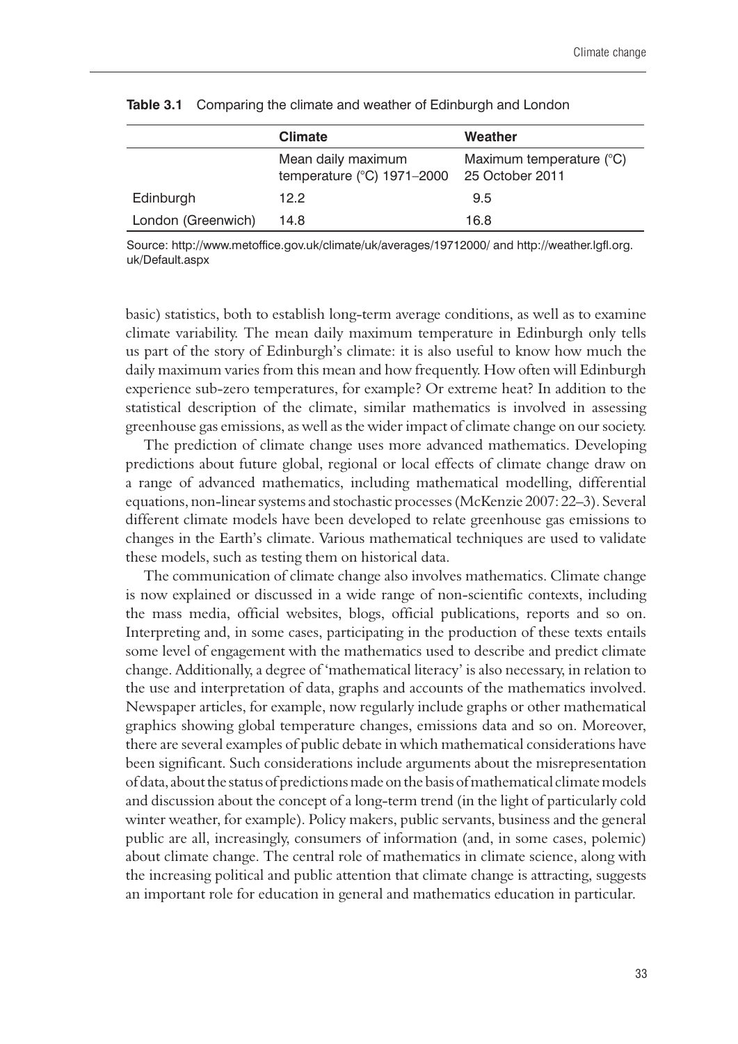**Table 3.1** Comparing the climate and weather of Edinburgh and London

| | Climate | Weather |
|---|---|---|
| | Mean daily maximum temperature (°C) 1971–2000 | Maximum temperature (°C) 25 October 2011 |
| Edinburgh | 12.2 | 9.5 |
| London (Greenwich) | 14.8 | 16.8 |

Source: http://www.metoffice.gov.uk/climate/uk/averages/19712000/ and http://weather.lgfl.org.uk/Default.aspx

basic) statistics, both to establish long-term average conditions, as well as to examine climate variability. The mean daily maximum temperature in Edinburgh only tells us part of the story of Edinburgh's climate: it is also useful to know how much the daily maximum varies from this mean and how frequently. How often will Edinburgh experience sub-zero temperatures, for example? Or extreme heat? In addition to the statistical description of the climate, similar mathematics is involved in assessing greenhouse gas emissions, as well as the wider impact of climate change on our society.

The prediction of climate change uses more advanced mathematics. Developing predictions about future global, regional or local effects of climate change draw on a range of advanced mathematics, including mathematical modelling, differential equations, non-linear systems and stochastic processes (McKenzie 2007: 22–3). Several different climate models have been developed to relate greenhouse gas emissions to changes in the Earth's climate. Various mathematical techniques are used to validate these models, such as testing them on historical data.

The communication of climate change also involves mathematics. Climate change is now explained or discussed in a wide range of non-scientific contexts, including the mass media, official websites, blogs, official publications, reports and so on. Interpreting and, in some cases, participating in the production of these texts entails some level of engagement with the mathematics used to describe and predict climate change. Additionally, a degree of 'mathematical literacy' is also necessary, in relation to the use and interpretation of data, graphs and accounts of the mathematics involved. Newspaper articles, for example, now regularly include graphs or other mathematical graphics showing global temperature changes, emissions data and so on. Moreover, there are several examples of public debate in which mathematical considerations have been significant. Such considerations include arguments about the misrepresentation of data, about the status of predictions made on the basis of mathematical climate models and discussion about the concept of a long-term trend (in the light of particularly cold winter weather, for example). Policy makers, public servants, business and the general public are all, increasingly, consumers of information (and, in some cases, polemic) about climate change. The central role of mathematics in climate science, along with the increasing political and public attention that climate change is attracting, suggests an important role for education in general and mathematics education in particular.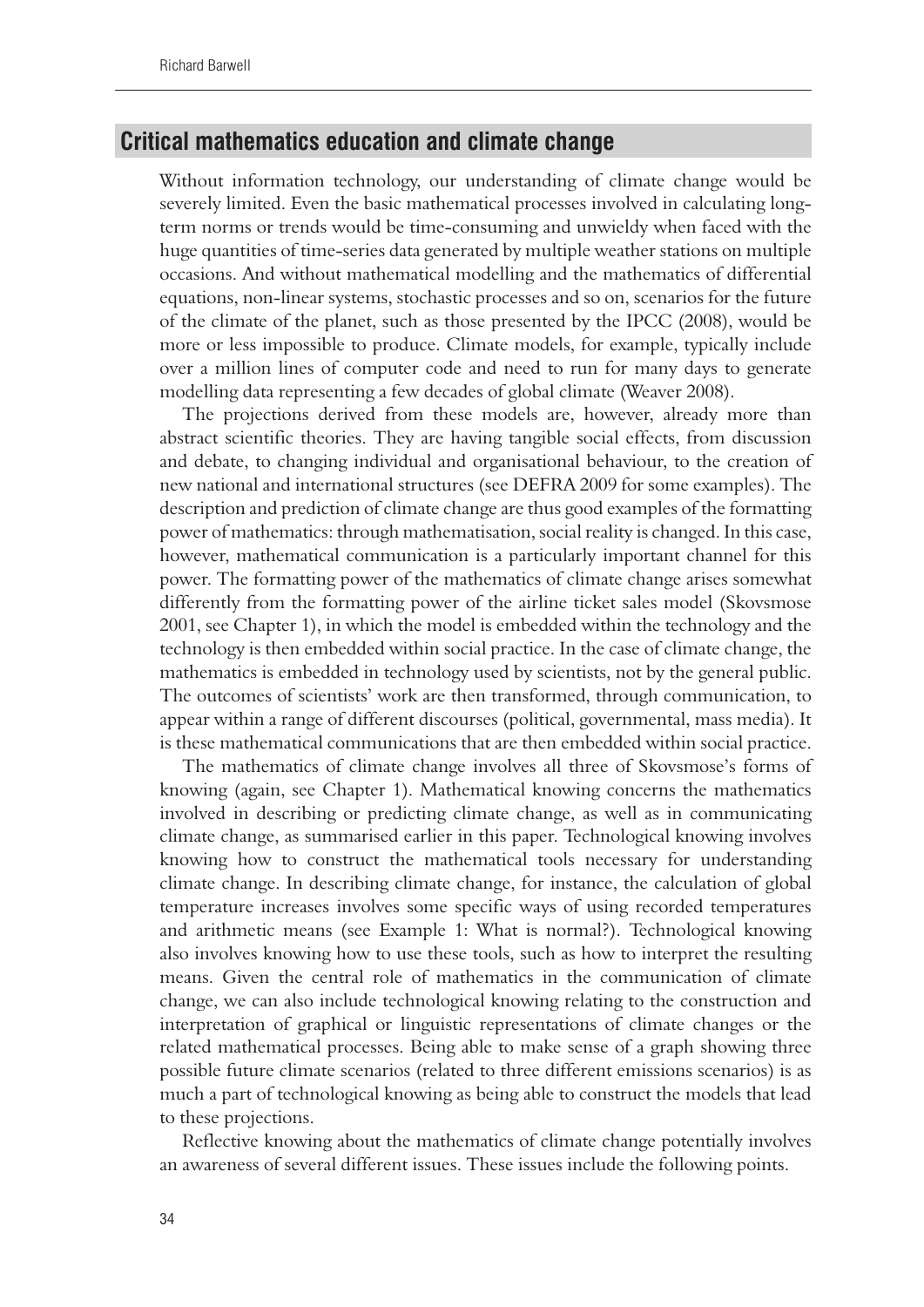## Critical mathematics education and climate change

Without information technology, our understanding of climate change would be severely limited. Even the basic mathematical processes involved in calculating long-term norms or trends would be time-consuming and unwieldy when faced with the huge quantities of time-series data generated by multiple weather stations on multiple occasions. And without mathematical modelling and the mathematics of differential equations, non-linear systems, stochastic processes and so on, scenarios for the future of the climate of the planet, such as those presented by the IPCC (2008), would be more or less impossible to produce. Climate models, for example, typically include over a million lines of computer code and need to run for many days to generate modelling data representing a few decades of global climate (Weaver 2008).

The projections derived from these models are, however, already more than abstract scientific theories. They are having tangible social effects, from discussion and debate, to changing individual and organisational behaviour, to the creation of new national and international structures (see DEFRA 2009 for some examples). The description and prediction of climate change are thus good examples of the formatting power of mathematics: through mathematisation, social reality is changed. In this case, however, mathematical communication is a particularly important channel for this power. The formatting power of the mathematics of climate change arises somewhat differently from the formatting power of the airline ticket sales model (Skovsmose 2001, see Chapter 1), in which the model is embedded within the technology and the technology is then embedded within social practice. In the case of climate change, the mathematics is embedded in technology used by scientists, not by the general public. The outcomes of scientists' work are then transformed, through communication, to appear within a range of different discourses (political, governmental, mass media). It is these mathematical communications that are then embedded within social practice.

The mathematics of climate change involves all three of Skovsmose's forms of knowing (again, see Chapter 1). Mathematical knowing concerns the mathematics involved in describing or predicting climate change, as well as in communicating climate change, as summarised earlier in this paper. Technological knowing involves knowing how to construct the mathematical tools necessary for understanding climate change. In describing climate change, for instance, the calculation of global temperature increases involves some specific ways of using recorded temperatures and arithmetic means (see Example 1: What is normal?). Technological knowing also involves knowing how to use these tools, such as how to interpret the resulting means. Given the central role of mathematics in the communication of climate change, we can also include technological knowing relating to the construction and interpretation of graphical or linguistic representations of climate changes or the related mathematical processes. Being able to make sense of a graph showing three possible future climate scenarios (related to three different emissions scenarios) is as much a part of technological knowing as being able to construct the models that lead to these projections.

Reflective knowing about the mathematics of climate change potentially involves an awareness of several different issues. These issues include the following points.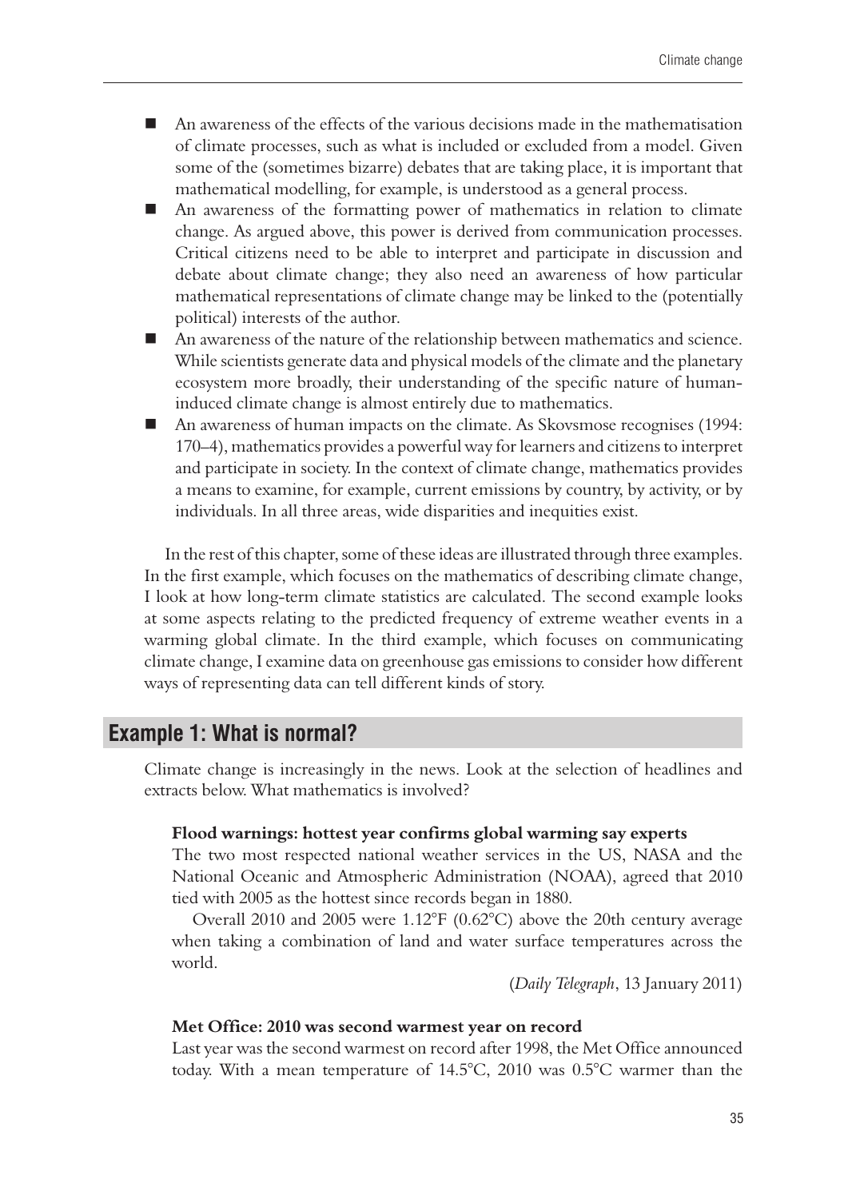- An awareness of the effects of the various decisions made in the mathematisation of climate processes, such as what is included or excluded from a model. Given some of the (sometimes bizarre) debates that are taking place, it is important that mathematical modelling, for example, is understood as a general process.
- An awareness of the formatting power of mathematics in relation to climate change. As argued above, this power is derived from communication processes. Critical citizens need to be able to interpret and participate in discussion and debate about climate change; they also need an awareness of how particular mathematical representations of climate change may be linked to the (potentially political) interests of the author.
- An awareness of the nature of the relationship between mathematics and science. While scientists generate data and physical models of the climate and the planetary ecosystem more broadly, their understanding of the specific nature of human-induced climate change is almost entirely due to mathematics.
- An awareness of human impacts on the climate. As Skovsmose recognises (1994: 170–4), mathematics provides a powerful way for learners and citizens to interpret and participate in society. In the context of climate change, mathematics provides a means to examine, for example, current emissions by country, by activity, or by individuals. In all three areas, wide disparities and inequities exist.

In the rest of this chapter, some of these ideas are illustrated through three examples. In the first example, which focuses on the mathematics of describing climate change, I look at how long-term climate statistics are calculated. The second example looks at some aspects relating to the predicted frequency of extreme weather events in a warming global climate. In the third example, which focuses on communicating climate change, I examine data on greenhouse gas emissions to consider how different ways of representing data can tell different kinds of story.

## Example 1: What is normal?

Climate change is increasingly in the news. Look at the selection of headlines and extracts below. What mathematics is involved?

**Flood warnings: hottest year confirms global warming say experts**

The two most respected national weather services in the US, NASA and the National Oceanic and Atmospheric Administration (NOAA), agreed that 2010 tied with 2005 as the hottest since records began in 1880.

Overall 2010 and 2005 were 1.12°F (0.62°C) above the 20th century average when taking a combination of land and water surface temperatures across the world.

(*Daily Telegraph*, 13 January 2011)

**Met Office: 2010 was second warmest year on record**

Last year was the second warmest on record after 1998, the Met Office announced today. With a mean temperature of 14.5°C, 2010 was 0.5°C warmer than the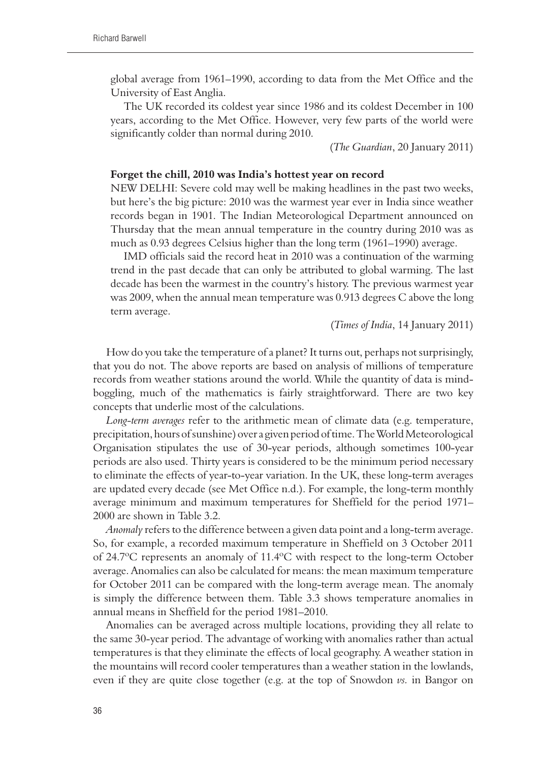global average from 1961–1990, according to data from the Met Office and the University of East Anglia.

The UK recorded its coldest year since 1986 and its coldest December in 100 years, according to the Met Office. However, very few parts of the world were significantly colder than normal during 2010.

(*The Guardian*, 20 January 2011)

**Forget the chill, 2010 was India's hottest year on record**

NEW DELHI: Severe cold may well be making headlines in the past two weeks, but here's the big picture: 2010 was the warmest year ever in India since weather records began in 1901. The Indian Meteorological Department announced on Thursday that the mean annual temperature in the country during 2010 was as much as 0.93 degrees Celsius higher than the long term (1961–1990) average.

IMD officials said the record heat in 2010 was a continuation of the warming trend in the past decade that can only be attributed to global warming. The last decade has been the warmest in the country's history. The previous warmest year was 2009, when the annual mean temperature was 0.913 degrees C above the long term average.

(*Times of India*, 14 January 2011)

How do you take the temperature of a planet? It turns out, perhaps not surprisingly, that you do not. The above reports are based on analysis of millions of temperature records from weather stations around the world. While the quantity of data is mind-boggling, much of the mathematics is fairly straightforward. There are two key concepts that underlie most of the calculations.

*Long-term averages* refer to the arithmetic mean of climate data (e.g. temperature, precipitation, hours of sunshine) over a given period of time. The World Meteorological Organisation stipulates the use of 30-year periods, although sometimes 100-year periods are also used. Thirty years is considered to be the minimum period necessary to eliminate the effects of year-to-year variation. In the UK, these long-term averages are updated every decade (see Met Office n.d.). For example, the long-term monthly average minimum and maximum temperatures for Sheffield for the period 1971–2000 are shown in Table 3.2.

*Anomaly* refers to the difference between a given data point and a long-term average. So, for example, a recorded maximum temperature in Sheffield on 3 October 2011 of 24.7ºC represents an anomaly of 11.4ºC with respect to the long-term October average. Anomalies can also be calculated for means: the mean maximum temperature for October 2011 can be compared with the long-term average mean. The anomaly is simply the difference between them. Table 3.3 shows temperature anomalies in annual means in Sheffield for the period 1981–2010.

Anomalies can be averaged across multiple locations, providing they all relate to the same 30-year period. The advantage of working with anomalies rather than actual temperatures is that they eliminate the effects of local geography. A weather station in the mountains will record cooler temperatures than a weather station in the lowlands, even if they are quite close together (e.g. at the top of Snowdon *vs.* in Bangor on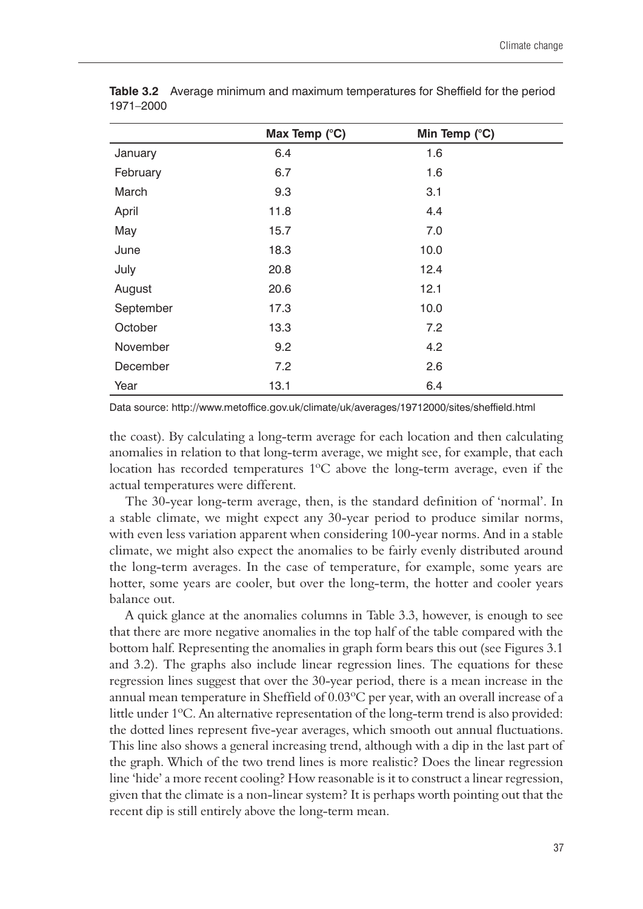**Table 3.2** Average minimum and maximum temperatures for Sheffield for the period 1971–2000

| | Max Temp (°C) | Min Temp (°C) |
|---|---|---|
| January | 6.4 | 1.6 |
| February | 6.7 | 1.6 |
| March | 9.3 | 3.1 |
| April | 11.8 | 4.4 |
| May | 15.7 | 7.0 |
| June | 18.3 | 10.0 |
| July | 20.8 | 12.4 |
| August | 20.6 | 12.1 |
| September | 17.3 | 10.0 |
| October | 13.3 | 7.2 |
| November | 9.2 | 4.2 |
| December | 7.2 | 2.6 |
| Year | 13.1 | 6.4 |

Data source: http://www.metoffice.gov.uk/climate/uk/averages/19712000/sites/sheffield.html

the coast). By calculating a long-term average for each location and then calculating anomalies in relation to that long-term average, we might see, for example, that each location has recorded temperatures 1ºC above the long-term average, even if the actual temperatures were different.

The 30-year long-term average, then, is the standard definition of 'normal'. In a stable climate, we might expect any 30-year period to produce similar norms, with even less variation apparent when considering 100-year norms. And in a stable climate, we might also expect the anomalies to be fairly evenly distributed around the long-term averages. In the case of temperature, for example, some years are hotter, some years are cooler, but over the long-term, the hotter and cooler years balance out.

A quick glance at the anomalies columns in Table 3.3, however, is enough to see that there are more negative anomalies in the top half of the table compared with the bottom half. Representing the anomalies in graph form bears this out (see Figures 3.1 and 3.2). The graphs also include linear regression lines. The equations for these regression lines suggest that over the 30-year period, there is a mean increase in the annual mean temperature in Sheffield of 0.03ºC per year, with an overall increase of a little under 1ºC. An alternative representation of the long-term trend is also provided: the dotted lines represent five-year averages, which smooth out annual fluctuations. This line also shows a general increasing trend, although with a dip in the last part of the graph. Which of the two trend lines is more realistic? Does the linear regression line 'hide' a more recent cooling? How reasonable is it to construct a linear regression, given that the climate is a non-linear system? It is perhaps worth pointing out that the recent dip is still entirely above the long-term mean.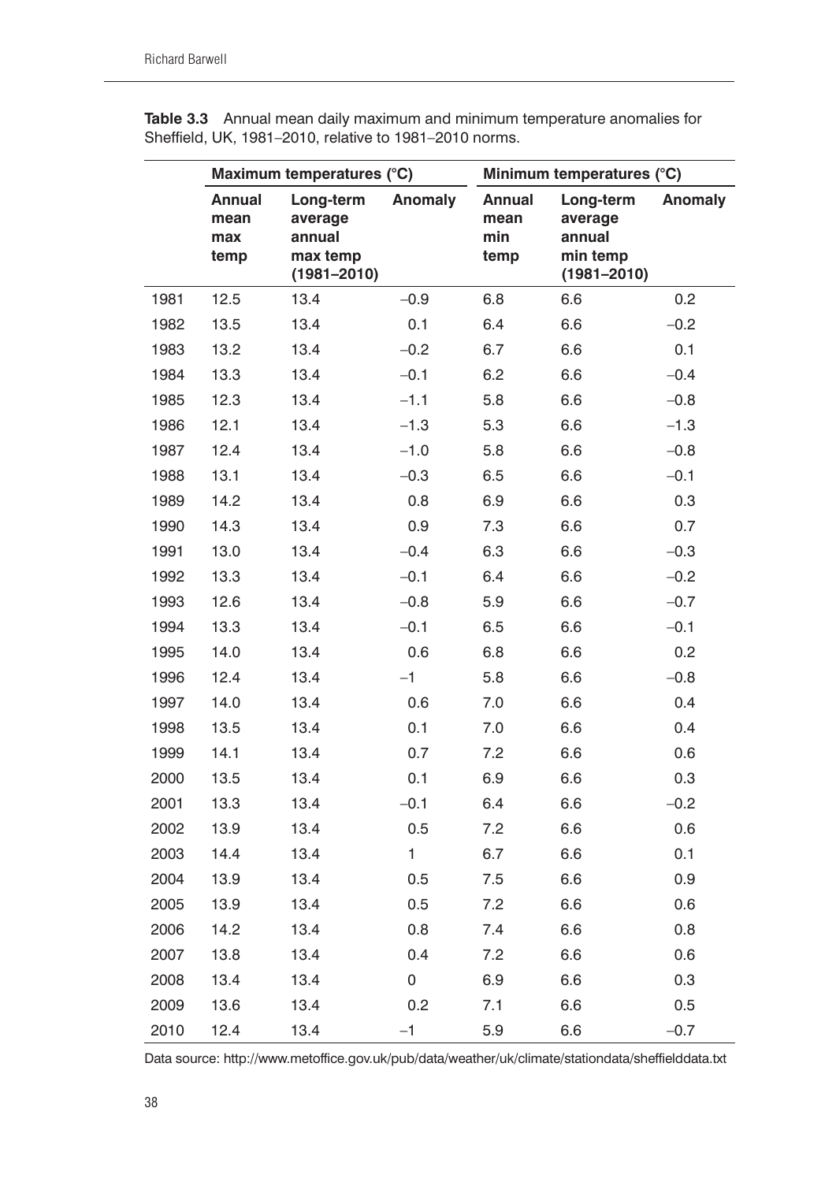**Table 3.3** Annual mean daily maximum and minimum temperature anomalies for Sheffield, UK, 1981–2010, relative to 1981–2010 norms.

| | Maximum temperatures (°C) | | | Minimum temperatures (°C) | | |
|---|---|---|---|---|---|---|
| | Annual mean max temp | Long-term average annual max temp (1981–2010) | Anomaly | Annual mean min temp | Long-term average annual min temp (1981–2010) | Anomaly |
| 1981 | 12.5 | 13.4 | –0.9 | 6.8 | 6.6 | 0.2 |
| 1982 | 13.5 | 13.4 | 0.1 | 6.4 | 6.6 | –0.2 |
| 1983 | 13.2 | 13.4 | –0.2 | 6.7 | 6.6 | 0.1 |
| 1984 | 13.3 | 13.4 | –0.1 | 6.2 | 6.6 | –0.4 |
| 1985 | 12.3 | 13.4 | –1.1 | 5.8 | 6.6 | –0.8 |
| 1986 | 12.1 | 13.4 | –1.3 | 5.3 | 6.6 | –1.3 |
| 1987 | 12.4 | 13.4 | –1.0 | 5.8 | 6.6 | –0.8 |
| 1988 | 13.1 | 13.4 | –0.3 | 6.5 | 6.6 | –0.1 |
| 1989 | 14.2 | 13.4 | 0.8 | 6.9 | 6.6 | 0.3 |
| 1990 | 14.3 | 13.4 | 0.9 | 7.3 | 6.6 | 0.7 |
| 1991 | 13.0 | 13.4 | –0.4 | 6.3 | 6.6 | –0.3 |
| 1992 | 13.3 | 13.4 | –0.1 | 6.4 | 6.6 | –0.2 |
| 1993 | 12.6 | 13.4 | –0.8 | 5.9 | 6.6 | –0.7 |
| 1994 | 13.3 | 13.4 | –0.1 | 6.5 | 6.6 | –0.1 |
| 1995 | 14.0 | 13.4 | 0.6 | 6.8 | 6.6 | 0.2 |
| 1996 | 12.4 | 13.4 | –1 | 5.8 | 6.6 | –0.8 |
| 1997 | 14.0 | 13.4 | 0.6 | 7.0 | 6.6 | 0.4 |
| 1998 | 13.5 | 13.4 | 0.1 | 7.0 | 6.6 | 0.4 |
| 1999 | 14.1 | 13.4 | 0.7 | 7.2 | 6.6 | 0.6 |
| 2000 | 13.5 | 13.4 | 0.1 | 6.9 | 6.6 | 0.3 |
| 2001 | 13.3 | 13.4 | –0.1 | 6.4 | 6.6 | –0.2 |
| 2002 | 13.9 | 13.4 | 0.5 | 7.2 | 6.6 | 0.6 |
| 2003 | 14.4 | 13.4 | 1 | 6.7 | 6.6 | 0.1 |
| 2004 | 13.9 | 13.4 | 0.5 | 7.5 | 6.6 | 0.9 |
| 2005 | 13.9 | 13.4 | 0.5 | 7.2 | 6.6 | 0.6 |
| 2006 | 14.2 | 13.4 | 0.8 | 7.4 | 6.6 | 0.8 |
| 2007 | 13.8 | 13.4 | 0.4 | 7.2 | 6.6 | 0.6 |
| 2008 | 13.4 | 13.4 | 0 | 6.9 | 6.6 | 0.3 |
| 2009 | 13.6 | 13.4 | 0.2 | 7.1 | 6.6 | 0.5 |
| 2010 | 12.4 | 13.4 | –1 | 5.9 | 6.6 | –0.7 |

Data source: http://www.metoffice.gov.uk/pub/data/weather/uk/climate/stationdata/sheffielddata.txt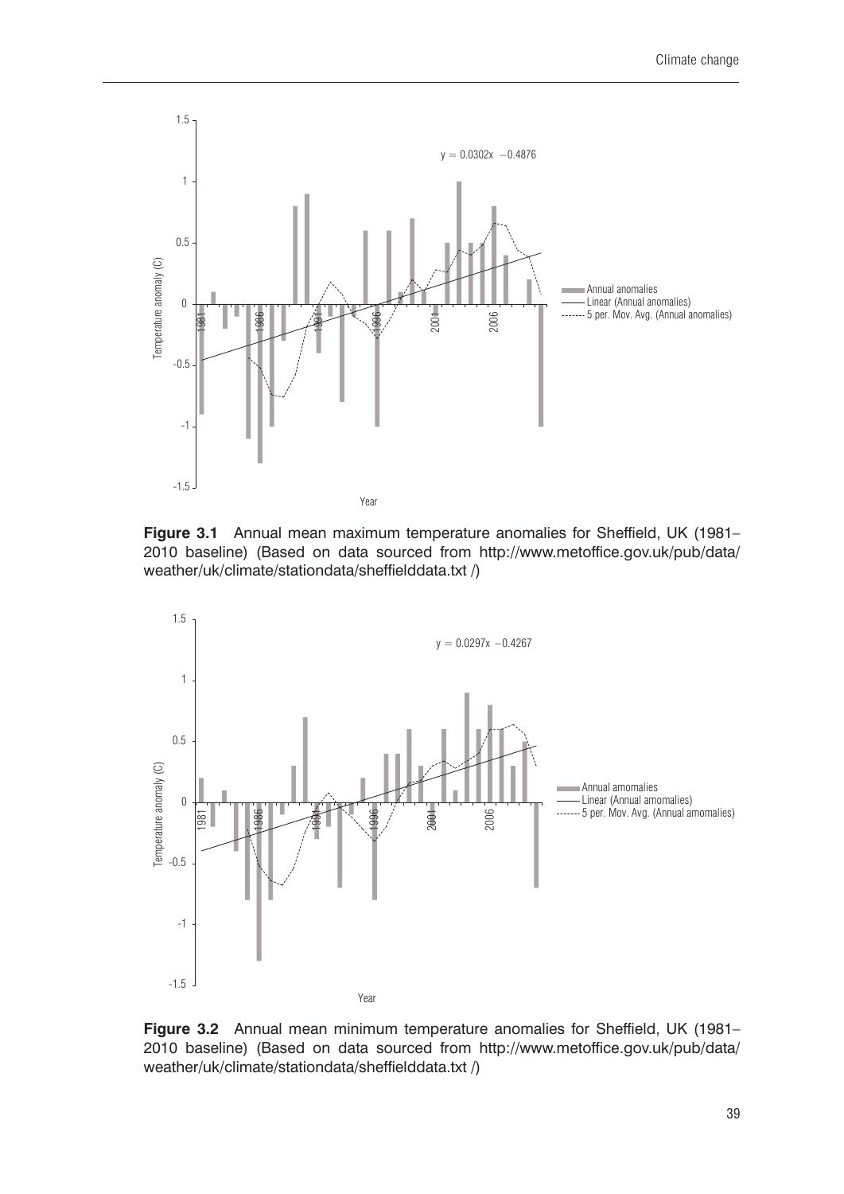Figure 3.1 Annual mean maximum temperature anomalies for Sheffield, UK (1981–2010 baseline) (Based on data sourced from http://www.metoffice.gov.uk/pub/data/weather/uk/climate/stationdata/sheffielddata.txt /)

Figure 3.2 Annual mean minimum temperature anomalies for Sheffield, UK (1981–2010 baseline) (Based on data sourced from http://www.metoffice.gov.uk/pub/data/weather/uk/climate/stationdata/sheffielddata.txt /)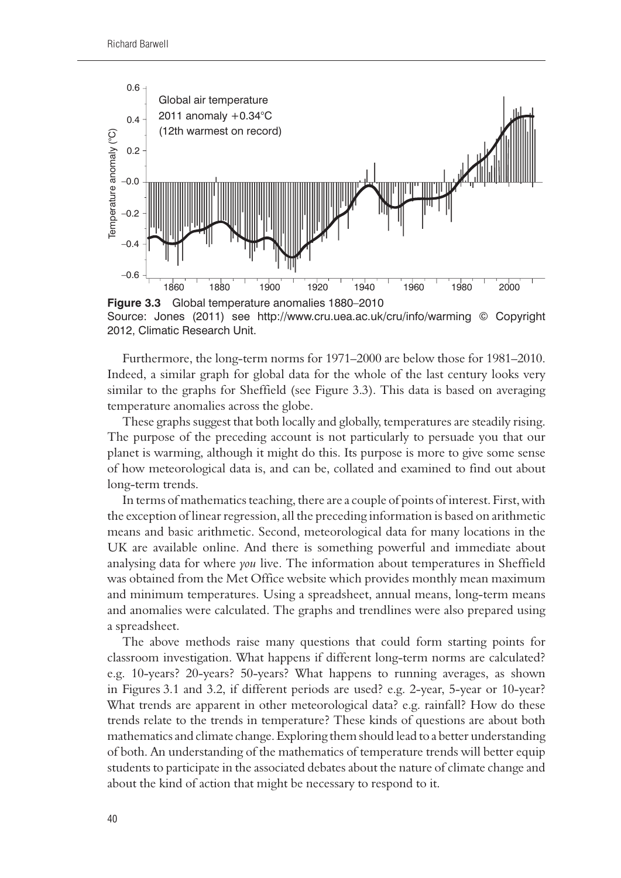**Figure 3.3** Global temperature anomalies 1880–2010
Source: Jones (2011) see http://www.cru.uea.ac.uk/cru/info/warming © Copyright 2012, Climatic Research Unit.

Furthermore, the long-term norms for 1971–2000 are below those for 1981–2010. Indeed, a similar graph for global data for the whole of the last century looks very similar to the graphs for Sheffield (see Figure 3.3). This data is based on averaging temperature anomalies across the globe.

These graphs suggest that both locally and globally, temperatures are steadily rising. The purpose of the preceding account is not particularly to persuade you that our planet is warming, although it might do this. Its purpose is more to give some sense of how meteorological data is, and can be, collated and examined to find out about long-term trends.

In terms of mathematics teaching, there are a couple of points of interest. First, with the exception of linear regression, all the preceding information is based on arithmetic means and basic arithmetic. Second, meteorological data for many locations in the UK are available online. And there is something powerful and immediate about analysing data for where *you* live. The information about temperatures in Sheffield was obtained from the Met Office website which provides monthly mean maximum and minimum temperatures. Using a spreadsheet, annual means, long-term means and anomalies were calculated. The graphs and trendlines were also prepared using a spreadsheet.

The above methods raise many questions that could form starting points for classroom investigation. What happens if different long-term norms are calculated? e.g. 10-years? 20-years? 50-years? What happens to running averages, as shown in Figures 3.1 and 3.2, if different periods are used? e.g. 2-year, 5-year or 10-year? What trends are apparent in other meteorological data? e.g. rainfall? How do these trends relate to the trends in temperature? These kinds of questions are about both mathematics and climate change. Exploring them should lead to a better understanding of both. An understanding of the mathematics of temperature trends will better equip students to participate in the associated debates about the nature of climate change and about the kind of action that might be necessary to respond to it.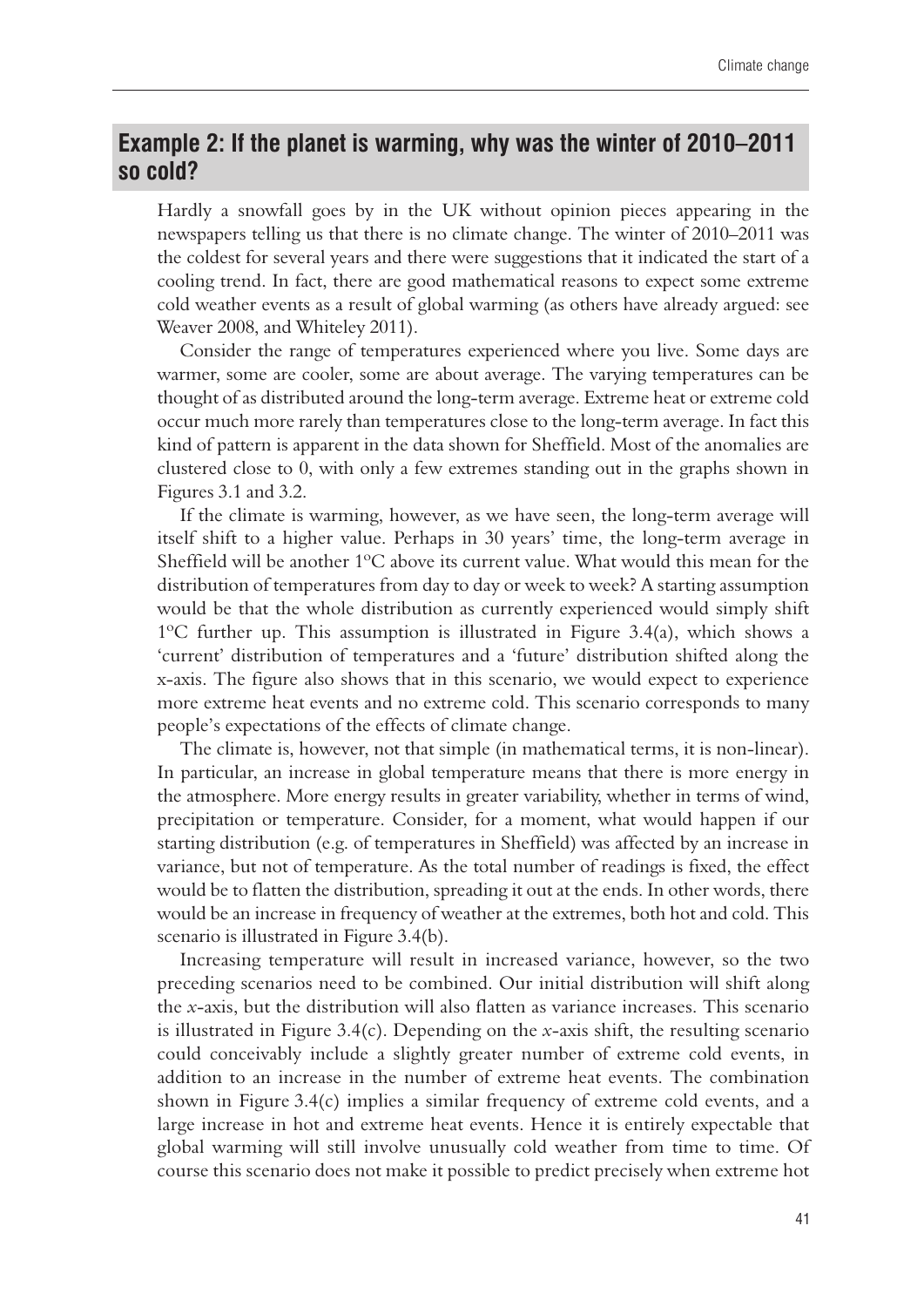## Example 2: If the planet is warming, why was the winter of 2010–2011 so cold?

Hardly a snowfall goes by in the UK without opinion pieces appearing in the newspapers telling us that there is no climate change. The winter of 2010–2011 was the coldest for several years and there were suggestions that it indicated the start of a cooling trend. In fact, there are good mathematical reasons to expect some extreme cold weather events as a result of global warming (as others have already argued: see Weaver 2008, and Whiteley 2011).

Consider the range of temperatures experienced where you live. Some days are warmer, some are cooler, some are about average. The varying temperatures can be thought of as distributed around the long-term average. Extreme heat or extreme cold occur much more rarely than temperatures close to the long-term average. In fact this kind of pattern is apparent in the data shown for Sheffield. Most of the anomalies are clustered close to 0, with only a few extremes standing out in the graphs shown in Figures 3.1 and 3.2.

If the climate is warming, however, as we have seen, the long-term average will itself shift to a higher value. Perhaps in 30 years' time, the long-term average in Sheffield will be another 1ºC above its current value. What would this mean for the distribution of temperatures from day to day or week to week? A starting assumption would be that the whole distribution as currently experienced would simply shift 1ºC further up. This assumption is illustrated in Figure 3.4(a), which shows a 'current' distribution of temperatures and a 'future' distribution shifted along the x-axis. The figure also shows that in this scenario, we would expect to experience more extreme heat events and no extreme cold. This scenario corresponds to many people's expectations of the effects of climate change.

The climate is, however, not that simple (in mathematical terms, it is non-linear). In particular, an increase in global temperature means that there is more energy in the atmosphere. More energy results in greater variability, whether in terms of wind, precipitation or temperature. Consider, for a moment, what would happen if our starting distribution (e.g. of temperatures in Sheffield) was affected by an increase in variance, but not of temperature. As the total number of readings is fixed, the effect would be to flatten the distribution, spreading it out at the ends. In other words, there would be an increase in frequency of weather at the extremes, both hot and cold. This scenario is illustrated in Figure 3.4(b).

Increasing temperature will result in increased variance, however, so the two preceding scenarios need to be combined. Our initial distribution will shift along the *x*-axis, but the distribution will also flatten as variance increases. This scenario is illustrated in Figure 3.4(c). Depending on the *x*-axis shift, the resulting scenario could conceivably include a slightly greater number of extreme cold events, in addition to an increase in the number of extreme heat events. The combination shown in Figure 3.4(c) implies a similar frequency of extreme cold events, and a large increase in hot and extreme heat events. Hence it is entirely expectable that global warming will still involve unusually cold weather from time to time. Of course this scenario does not make it possible to predict precisely when extreme hot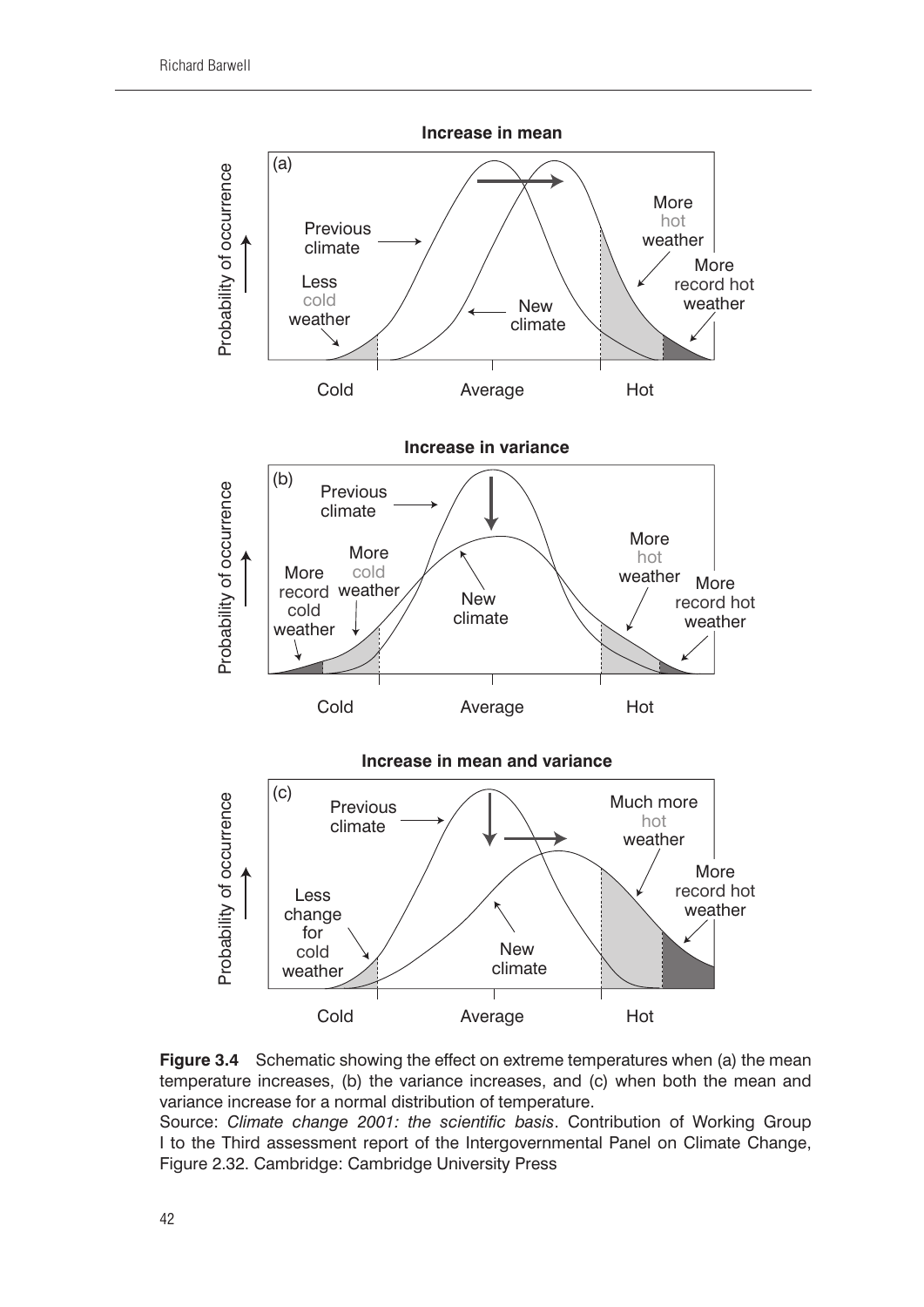**Figure 3.4** Schematic showing the effect on extreme temperatures when (a) the mean temperature increases, (b) the variance increases, and (c) when both the mean and variance increase for a normal distribution of temperature.

Source: *Climate change 2001: the scientific basis*. Contribution of Working Group I to the Third assessment report of the Intergovernmental Panel on Climate Change, Figure 2.32. Cambridge: Cambridge University Press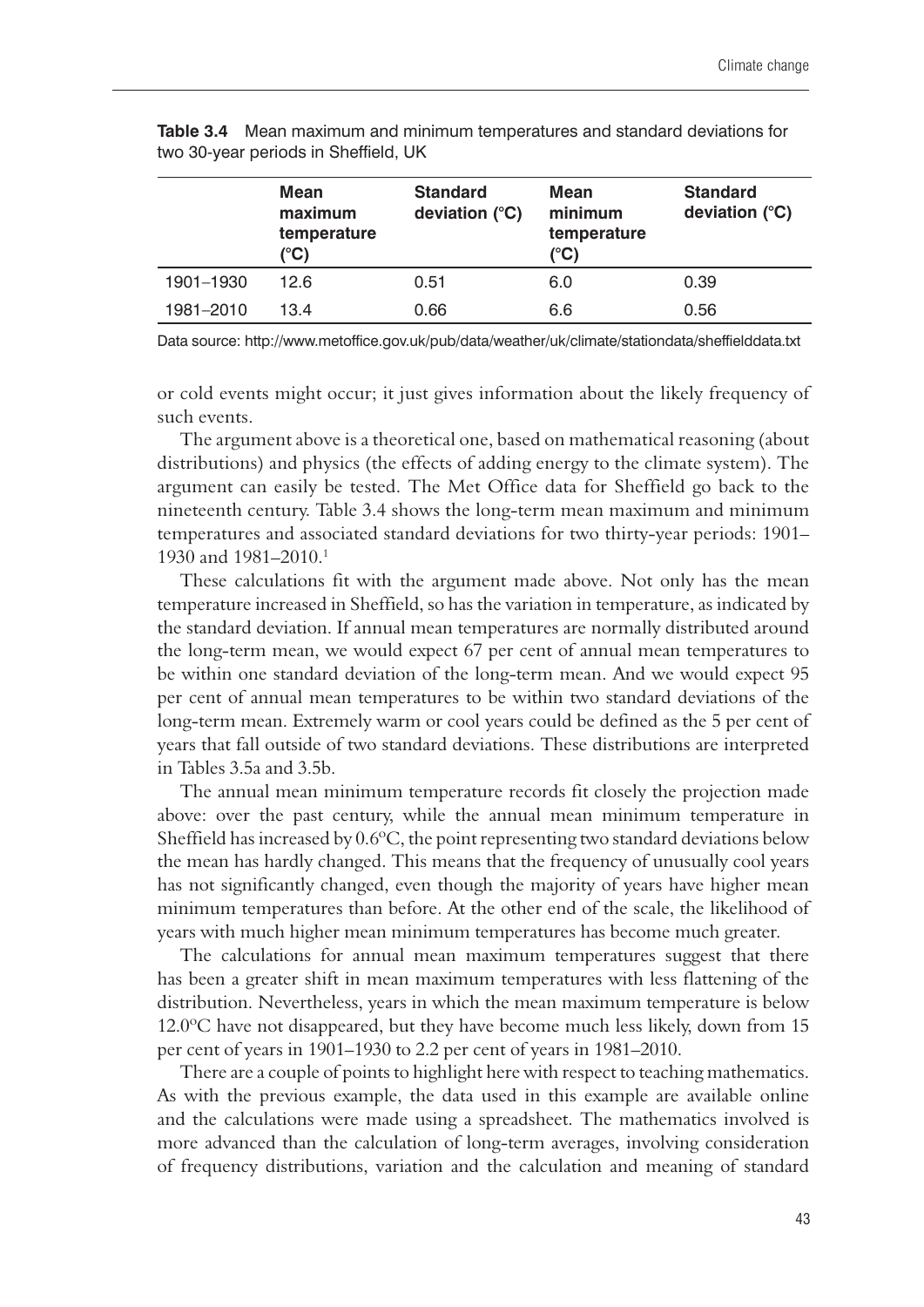**Table 3.4** Mean maximum and minimum temperatures and standard deviations for two 30-year periods in Sheffield, UK

| | Mean maximum temperature (°C) | Standard deviation (°C) | Mean minimum temperature (°C) | Standard deviation (°C) |
|---|---|---|---|---|
| 1901–1930 | 12.6 | 0.51 | 6.0 | 0.39 |
| 1981–2010 | 13.4 | 0.66 | 6.6 | 0.56 |

Data source: http://www.metoffice.gov.uk/pub/data/weather/uk/climate/stationdata/sheffielddata.txt

or cold events might occur; it just gives information about the likely frequency of such events.

The argument above is a theoretical one, based on mathematical reasoning (about distributions) and physics (the effects of adding energy to the climate system). The argument can easily be tested. The Met Office data for Sheffield go back to the nineteenth century. Table 3.4 shows the long-term mean maximum and minimum temperatures and associated standard deviations for two thirty-year periods: 1901–1930 and 1981–2010.[1]

These calculations fit with the argument made above. Not only has the mean temperature increased in Sheffield, so has the variation in temperature, as indicated by the standard deviation. If annual mean temperatures are normally distributed around the long-term mean, we would expect 67 per cent of annual mean temperatures to be within one standard deviation of the long-term mean. And we would expect 95 per cent of annual mean temperatures to be within two standard deviations of the long-term mean. Extremely warm or cool years could be defined as the 5 per cent of years that fall outside of two standard deviations. These distributions are interpreted in Tables 3.5a and 3.5b.

The annual mean minimum temperature records fit closely the projection made above: over the past century, while the annual mean minimum temperature in Sheffield has increased by 0.6ºC, the point representing two standard deviations below the mean has hardly changed. This means that the frequency of unusually cool years has not significantly changed, even though the majority of years have higher mean minimum temperatures than before. At the other end of the scale, the likelihood of years with much higher mean minimum temperatures has become much greater.

The calculations for annual mean maximum temperatures suggest that there has been a greater shift in mean maximum temperatures with less flattening of the distribution. Nevertheless, years in which the mean maximum temperature is below 12.0ºC have not disappeared, but they have become much less likely, down from 15 per cent of years in 1901–1930 to 2.2 per cent of years in 1981–2010.

There are a couple of points to highlight here with respect to teaching mathematics. As with the previous example, the data used in this example are available online and the calculations were made using a spreadsheet. The mathematics involved is more advanced than the calculation of long-term averages, involving consideration of frequency distributions, variation and the calculation and meaning of standard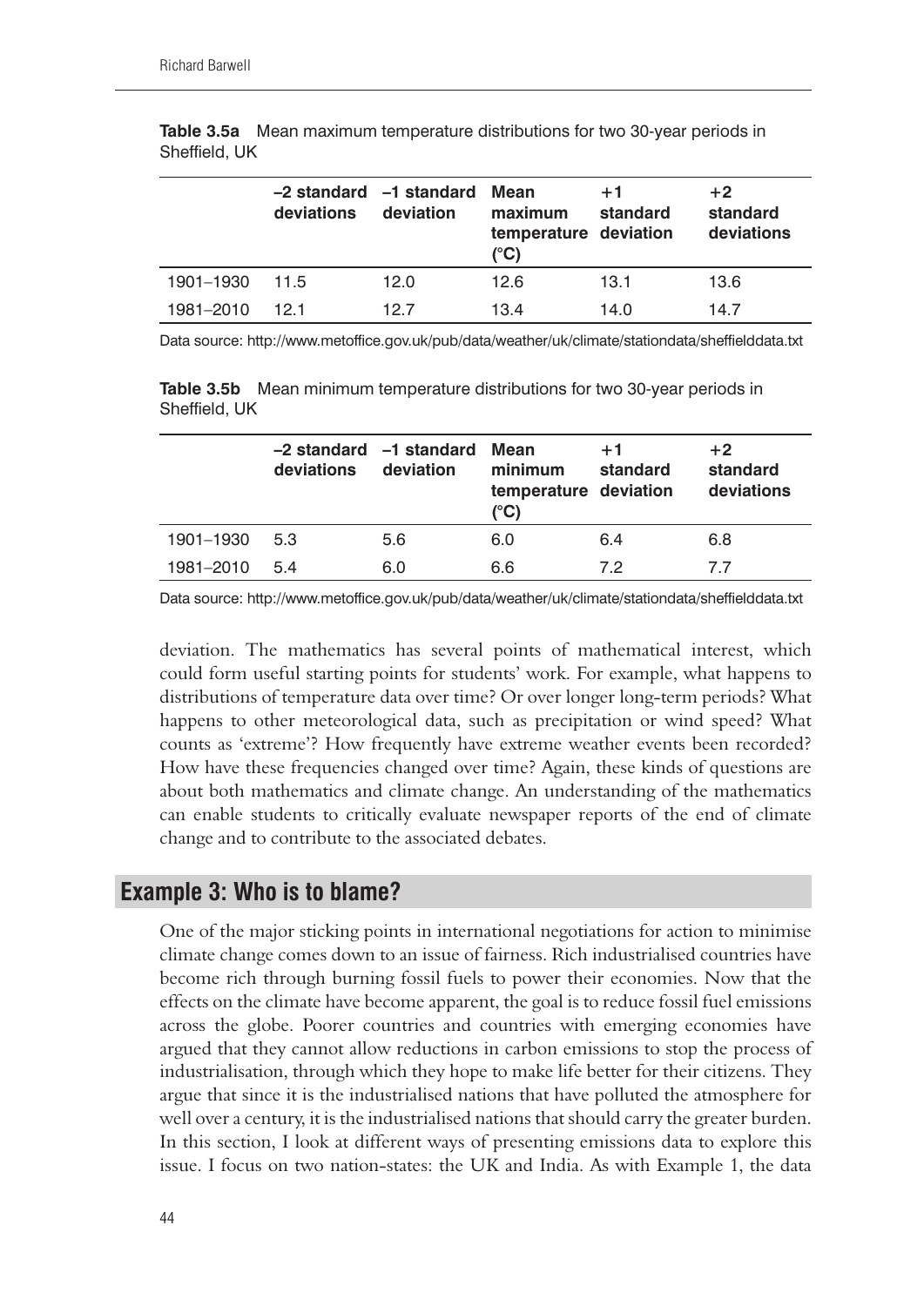**Table 3.5a** Mean maximum temperature distributions for two 30-year periods in Sheffield, UK

| | –2 standard deviations | –1 standard deviation | Mean maximum temperature (°C) | +1 standard deviation | +2 standard deviations |
|---|---|---|---|---|---|
| 1901–1930 | 11.5 | 12.0 | 12.6 | 13.1 | 13.6 |
| 1981–2010 | 12.1 | 12.7 | 13.4 | 14.0 | 14.7 |

Data source: http://www.metoffice.gov.uk/pub/data/weather/uk/climate/stationdata/sheffielddata.txt

**Table 3.5b** Mean minimum temperature distributions for two 30-year periods in Sheffield, UK

| | –2 standard deviations | –1 standard deviation | Mean minimum temperature (°C) | +1 standard deviation | +2 standard deviations |
|---|---|---|---|---|---|
| 1901–1930 | 5.3 | 5.6 | 6.0 | 6.4 | 6.8 |
| 1981–2010 | 5.4 | 6.0 | 6.6 | 7.2 | 7.7 |

Data source: http://www.metoffice.gov.uk/pub/data/weather/uk/climate/stationdata/sheffielddata.txt

deviation. The mathematics has several points of mathematical interest, which could form useful starting points for students' work. For example, what happens to distributions of temperature data over time? Or over longer long-term periods? What happens to other meteorological data, such as precipitation or wind speed? What counts as 'extreme'? How frequently have extreme weather events been recorded? How have these frequencies changed over time? Again, these kinds of questions are about both mathematics and climate change. An understanding of the mathematics can enable students to critically evaluate newspaper reports of the end of climate change and to contribute to the associated debates.

## Example 3: Who is to blame?

One of the major sticking points in international negotiations for action to minimise climate change comes down to an issue of fairness. Rich industrialised countries have become rich through burning fossil fuels to power their economies. Now that the effects on the climate have become apparent, the goal is to reduce fossil fuel emissions across the globe. Poorer countries and countries with emerging economies have argued that they cannot allow reductions in carbon emissions to stop the process of industrialisation, through which they hope to make life better for their citizens. They argue that since it is the industrialised nations that have polluted the atmosphere for well over a century, it is the industrialised nations that should carry the greater burden. In this section, I look at different ways of presenting emissions data to explore this issue. I focus on two nation-states: the UK and India. As with Example 1, the data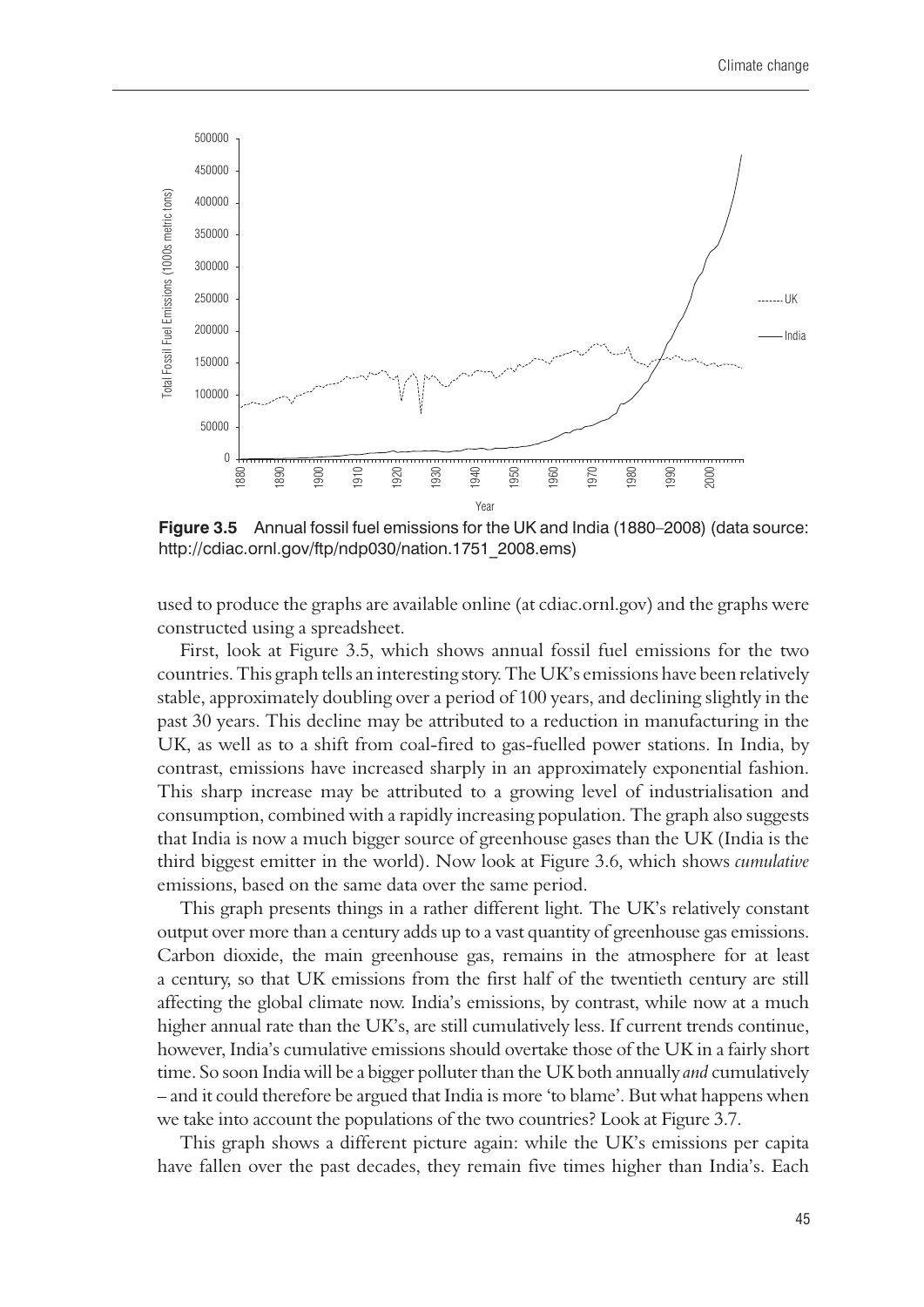**Figure 3.5** Annual fossil fuel emissions for the UK and India (1880–2008) (data source: http://cdiac.ornl.gov/ftp/ndp030/nation.1751_2008.ems)

used to produce the graphs are available online (at cdiac.ornl.gov) and the graphs were constructed using a spreadsheet.

First, look at Figure 3.5, which shows annual fossil fuel emissions for the two countries. This graph tells an interesting story. The UK's emissions have been relatively stable, approximately doubling over a period of 100 years, and declining slightly in the past 30 years. This decline may be attributed to a reduction in manufacturing in the UK, as well as to a shift from coal-fired to gas-fuelled power stations. In India, by contrast, emissions have increased sharply in an approximately exponential fashion. This sharp increase may be attributed to a growing level of industrialisation and consumption, combined with a rapidly increasing population. The graph also suggests that India is now a much bigger source of greenhouse gases than the UK (India is the third biggest emitter in the world). Now look at Figure 3.6, which shows *cumulative* emissions, based on the same data over the same period.

This graph presents things in a rather different light. The UK's relatively constant output over more than a century adds up to a vast quantity of greenhouse gas emissions. Carbon dioxide, the main greenhouse gas, remains in the atmosphere for at least a century, so that UK emissions from the first half of the twentieth century are still affecting the global climate now. India's emissions, by contrast, while now at a much higher annual rate than the UK's, are still cumulatively less. If current trends continue, however, India's cumulative emissions should overtake those of the UK in a fairly short time. So soon India will be a bigger polluter than the UK both annually *and* cumulatively – and it could therefore be argued that India is more 'to blame'. But what happens when we take into account the populations of the two countries? Look at Figure 3.7.

This graph shows a different picture again: while the UK's emissions per capita have fallen over the past decades, they remain five times higher than India's. Each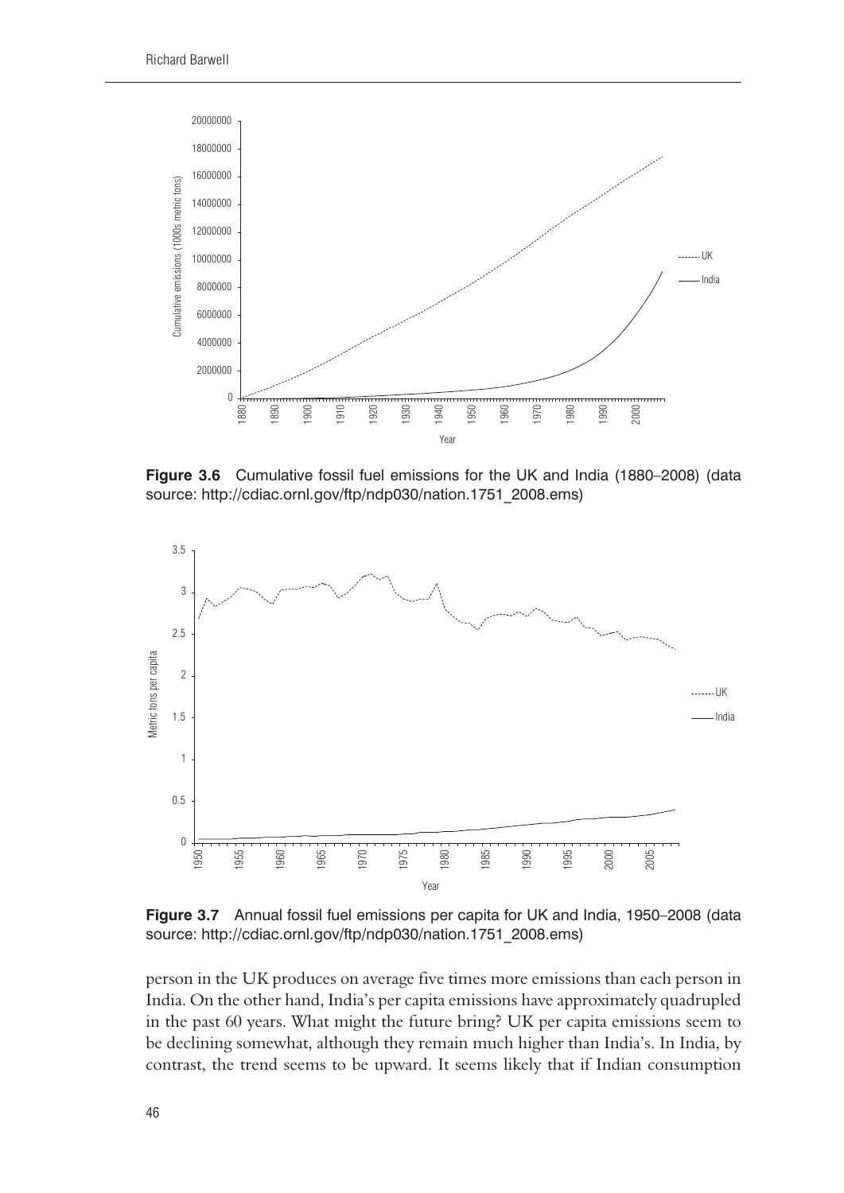**Figure 3.6** Cumulative fossil fuel emissions for the UK and India (1880–2008) (data source: http://cdiac.ornl.gov/ftp/ndp030/nation.1751_2008.ems)

**Figure 3.7** Annual fossil fuel emissions per capita for UK and India, 1950–2008 (data source: http://cdiac.ornl.gov/ftp/ndp030/nation.1751_2008.ems)

person in the UK produces on average five times more emissions than each person in India. On the other hand, India's per capita emissions have approximately quadrupled in the past 60 years. What might the future bring? UK per capita emissions seem to be declining somewhat, although they remain much higher than India's. In India, by contrast, the trend seems to be upward. It seems likely that if Indian consumption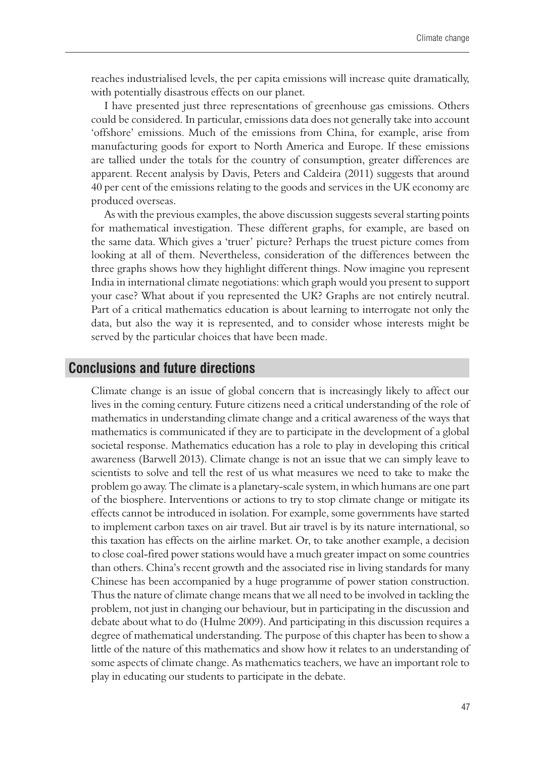reaches industrialised levels, the per capita emissions will increase quite dramatically, with potentially disastrous effects on our planet.

I have presented just three representations of greenhouse gas emissions. Others could be considered. In particular, emissions data does not generally take into account 'offshore' emissions. Much of the emissions from China, for example, arise from manufacturing goods for export to North America and Europe. If these emissions are tallied under the totals for the country of consumption, greater differences are apparent. Recent analysis by Davis, Peters and Caldeira (2011) suggests that around 40 per cent of the emissions relating to the goods and services in the UK economy are produced overseas.

As with the previous examples, the above discussion suggests several starting points for mathematical investigation. These different graphs, for example, are based on the same data. Which gives a 'truer' picture? Perhaps the truest picture comes from looking at all of them. Nevertheless, consideration of the differences between the three graphs shows how they highlight different things. Now imagine you represent India in international climate negotiations: which graph would you present to support your case? What about if you represented the UK? Graphs are not entirely neutral. Part of a critical mathematics education is about learning to interrogate not only the data, but also the way it is represented, and to consider whose interests might be served by the particular choices that have been made.

## Conclusions and future directions

Climate change is an issue of global concern that is increasingly likely to affect our lives in the coming century. Future citizens need a critical understanding of the role of mathematics in understanding climate change and a critical awareness of the ways that mathematics is communicated if they are to participate in the development of a global societal response. Mathematics education has a role to play in developing this critical awareness (Barwell 2013). Climate change is not an issue that we can simply leave to scientists to solve and tell the rest of us what measures we need to take to make the problem go away. The climate is a planetary-scale system, in which humans are one part of the biosphere. Interventions or actions to try to stop climate change or mitigate its effects cannot be introduced in isolation. For example, some governments have started to implement carbon taxes on air travel. But air travel is by its nature international, so this taxation has effects on the airline market. Or, to take another example, a decision to close coal-fired power stations would have a much greater impact on some countries than others. China's recent growth and the associated rise in living standards for many Chinese has been accompanied by a huge programme of power station construction. Thus the nature of climate change means that we all need to be involved in tackling the problem, not just in changing our behaviour, but in participating in the discussion and debate about what to do (Hulme 2009). And participating in this discussion requires a degree of mathematical understanding. The purpose of this chapter has been to show a little of the nature of this mathematics and show how it relates to an understanding of some aspects of climate change. As mathematics teachers, we have an important role to play in educating our students to participate in the debate.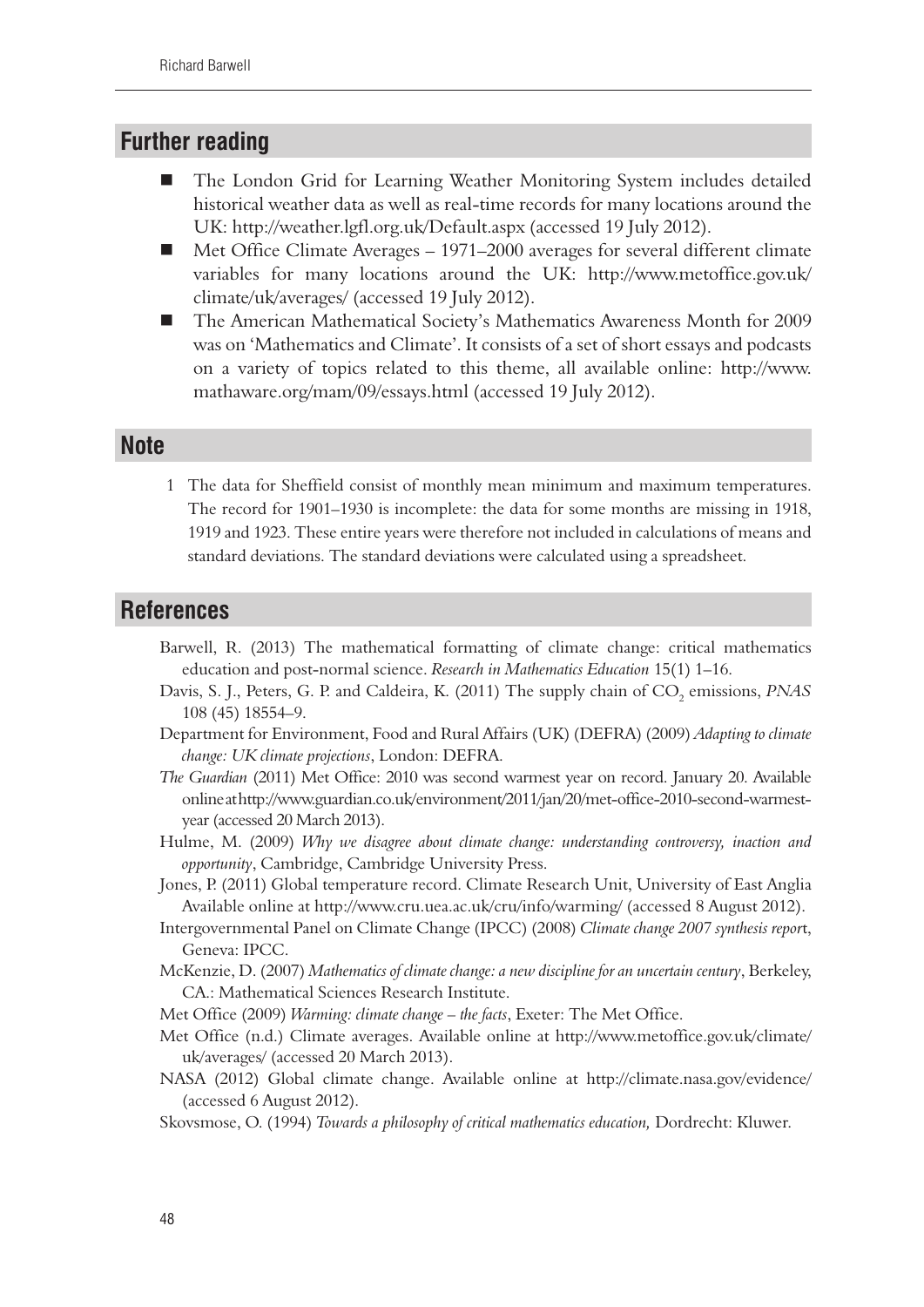## Further reading

- The London Grid for Learning Weather Monitoring System includes detailed historical weather data as well as real-time records for many locations around the UK: http://weather.lgfl.org.uk/Default.aspx (accessed 19 July 2012).
- Met Office Climate Averages – 1971–2000 averages for several different climate variables for many locations around the UK: http://www.metoffice.gov.uk/climate/uk/averages/ (accessed 19 July 2012).
- The American Mathematical Society's Mathematics Awareness Month for 2009 was on 'Mathematics and Climate'. It consists of a set of short essays and podcasts on a variety of topics related to this theme, all available online: http://www.mathaware.org/mam/09/essays.html (accessed 19 July 2012).

## Note

1 The data for Sheffield consist of monthly mean minimum and maximum temperatures. The record for 1901–1930 is incomplete: the data for some months are missing in 1918, 1919 and 1923. These entire years were therefore not included in calculations of means and standard deviations. The standard deviations were calculated using a spreadsheet.

## References

Barwell, R. (2013) The mathematical formatting of climate change: critical mathematics education and post-normal science. *Research in Mathematics Education* 15(1) 1–16.

Davis, S. J., Peters, G. P. and Caldeira, K. (2011) The supply chain of $CO_2$ emissions, *PNAS* 108 (45) 18554–9.

Department for Environment, Food and Rural Affairs (UK) (DEFRA) (2009) *Adapting to climate change: UK climate projections*, London: DEFRA.

*The Guardian* (2011) Met Office: 2010 was second warmest year on record. January 20. Available online at http://www.guardian.co.uk/environment/2011/jan/20/met-office-2010-second-warmest-year (accessed 20 March 2013).

Hulme, M. (2009) *Why we disagree about climate change: understanding controversy, inaction and opportunity*, Cambridge, Cambridge University Press.

Jones, P. (2011) Global temperature record. Climate Research Unit, University of East Anglia Available online at http://www.cru.uea.ac.uk/cru/info/warming/ (accessed 8 August 2012).

Intergovernmental Panel on Climate Change (IPCC) (2008) *Climate change 2007 synthesis report*, Geneva: IPCC.

McKenzie, D. (2007) *Mathematics of climate change: a new discipline for an uncertain century*, Berkeley, CA.: Mathematical Sciences Research Institute.

Met Office (2009) *Warming: climate change – the facts*, Exeter: The Met Office.

Met Office (n.d.) Climate averages. Available online at http://www.metoffice.gov.uk/climate/uk/averages/ (accessed 20 March 2013).

NASA (2012) Global climate change. Available online at http://climate.nasa.gov/evidence/ (accessed 6 August 2012).

Skovsmose, O. (1994) *Towards a philosophy of critical mathematics education,* Dordrecht: Kluwer.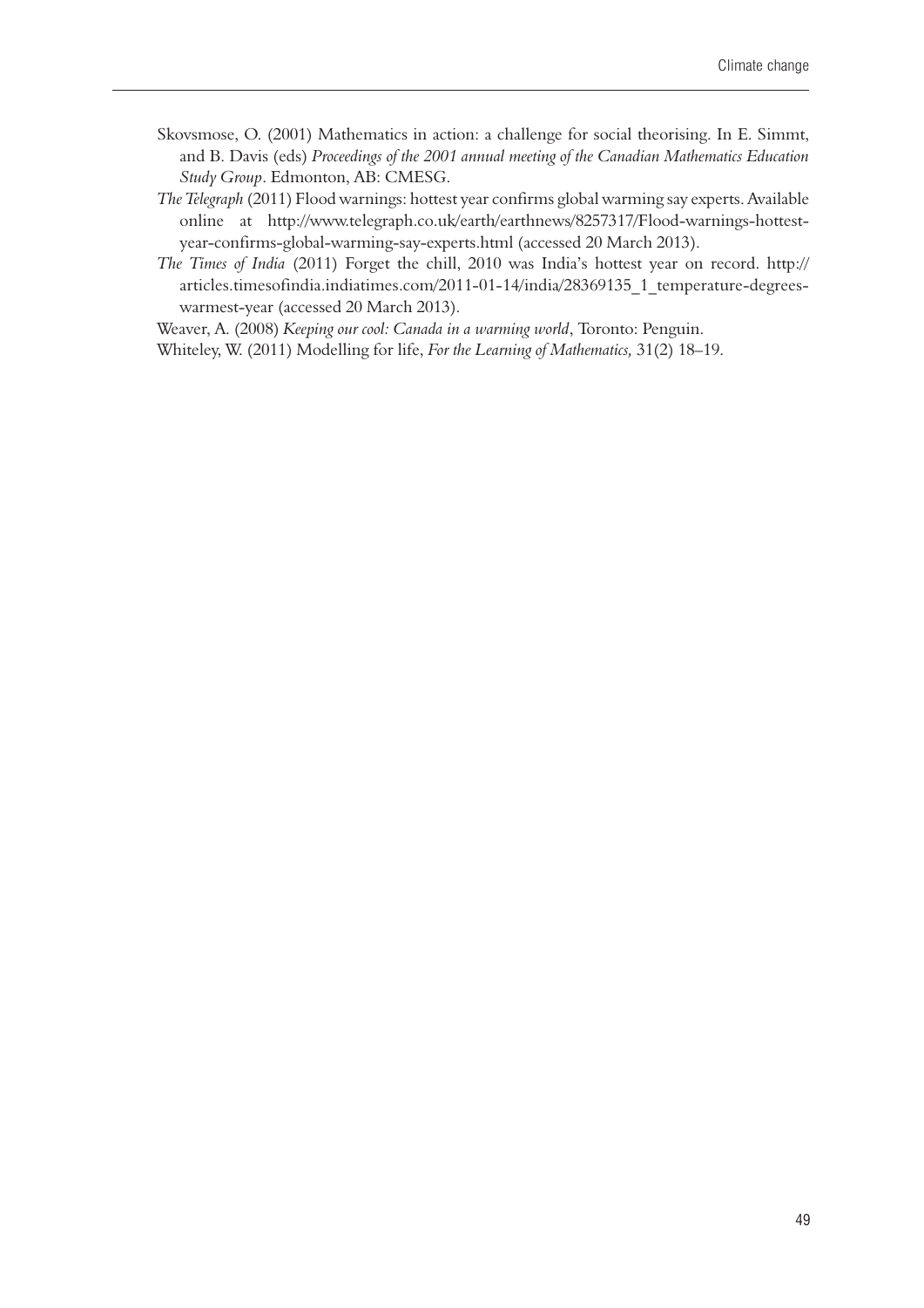Skovsmose, O. (2001) Mathematics in action: a challenge for social theorising. In E. Simmt, and B. Davis (eds) *Proceedings of the 2001 annual meeting of the Canadian Mathematics Education Study Group*. Edmonton, AB: CMESG.

*The Telegraph* (2011) Flood warnings: hottest year confirms global warming say experts. Available online at http://www.telegraph.co.uk/earth/earthnews/8257317/Flood-warnings-hottest-year-confirms-global-warming-say-experts.html (accessed 20 March 2013).

*The Times of India* (2011) Forget the chill, 2010 was India's hottest year on record. http://articles.timesofindia.indiatimes.com/2011-01-14/india/28369135_1_temperature-degrees-warmest-year (accessed 20 March 2013).

Weaver, A. (2008) *Keeping our cool: Canada in a warming world*, Toronto: Penguin.

Whiteley, W. (2011) Modelling for life, *For the Learning of Mathematics,* 31(2) 18–19.